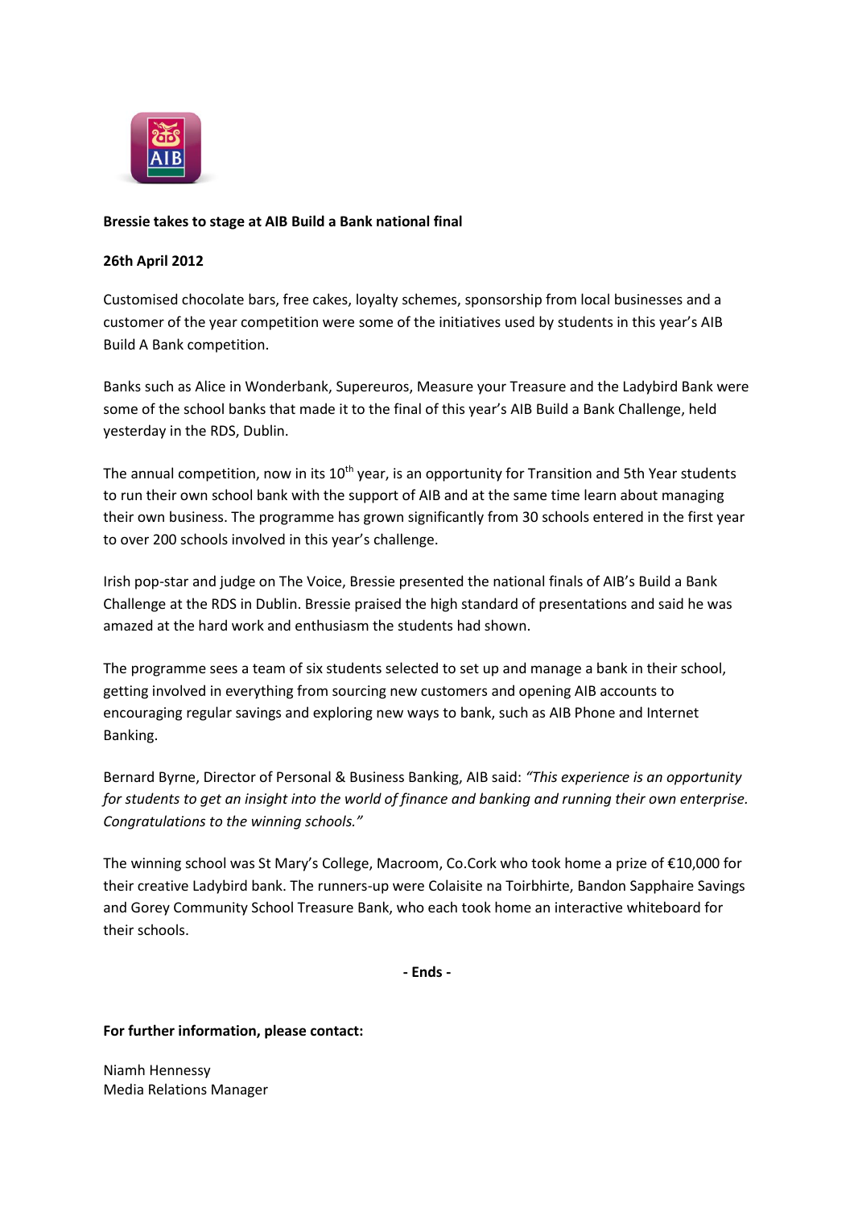**Bressie takes to stage at AIB Build a Bank national final**

**26th April 2012**

Customised chocolate bars, free cakes, loyalty schemes, sponsorship from local businesses and a customer of the year competition were some of the initiatives used by students in this year's AIB Build A Bank competition.

Banks such as Alice in Wonderbank, Supereuros, Measure your Treasure and the Ladybird Bank were some of the school banks that made it to the final of this year's AIB Build a Bank Challenge, held yesterday in the RDS, Dublin.

The annual competition, now in its 10th year, is an opportunity for Transition and 5th Year students to run their own school bank with the support of AIB and at the same time learn about managing their own business. The programme has grown significantly from 30 schools entered in the first year to over 200 schools involved in this year's challenge.

Irish pop-star and judge on The Voice, Bressie presented the national finals of AIB's Build a Bank Challenge at the RDS in Dublin. Bressie praised the high standard of presentations and said he was amazed at the hard work and enthusiasm the students had shown.

The programme sees a team of six students selected to set up and manage a bank in their school, getting involved in everything from sourcing new customers and opening AIB accounts to encouraging regular savings and exploring new ways to bank, such as AIB Phone and Internet Banking.

Bernard Byrne, Director of Personal & Business Banking, AIB said: *"This experience is an opportunity for students to get an insight into the world of finance and banking and running their own enterprise. Congratulations to the winning schools."*

The winning school was St Mary's College, Macroom, Co.Cork who took home a prize of €10,000 for their creative Ladybird bank. The runners-up were Colaisite na Toirbhirte, Bandon Sapphaire Savings and Gorey Community School Treasure Bank, who each took home an interactive whiteboard for their schools.

**- Ends -**

**For further information, please contact:**

Niamh Hennessy
Media Relations Manager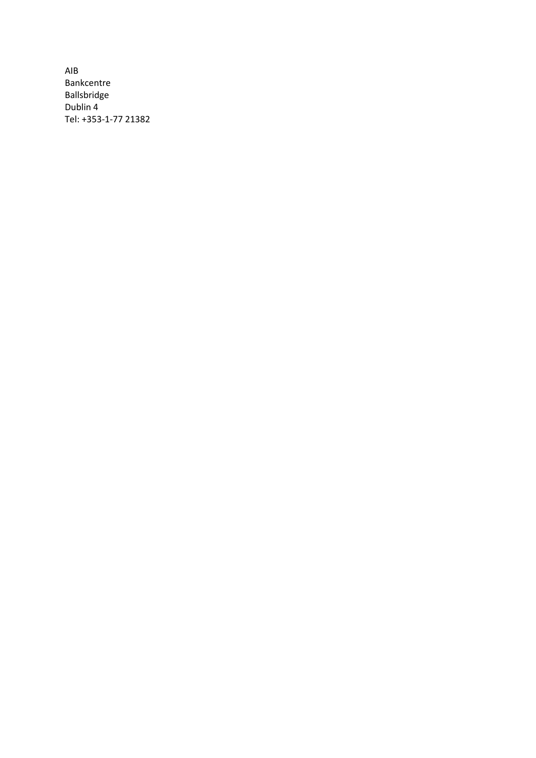AIB
Bankcentre
Ballsbridge
Dublin 4
Tel: +353-1-77 21382